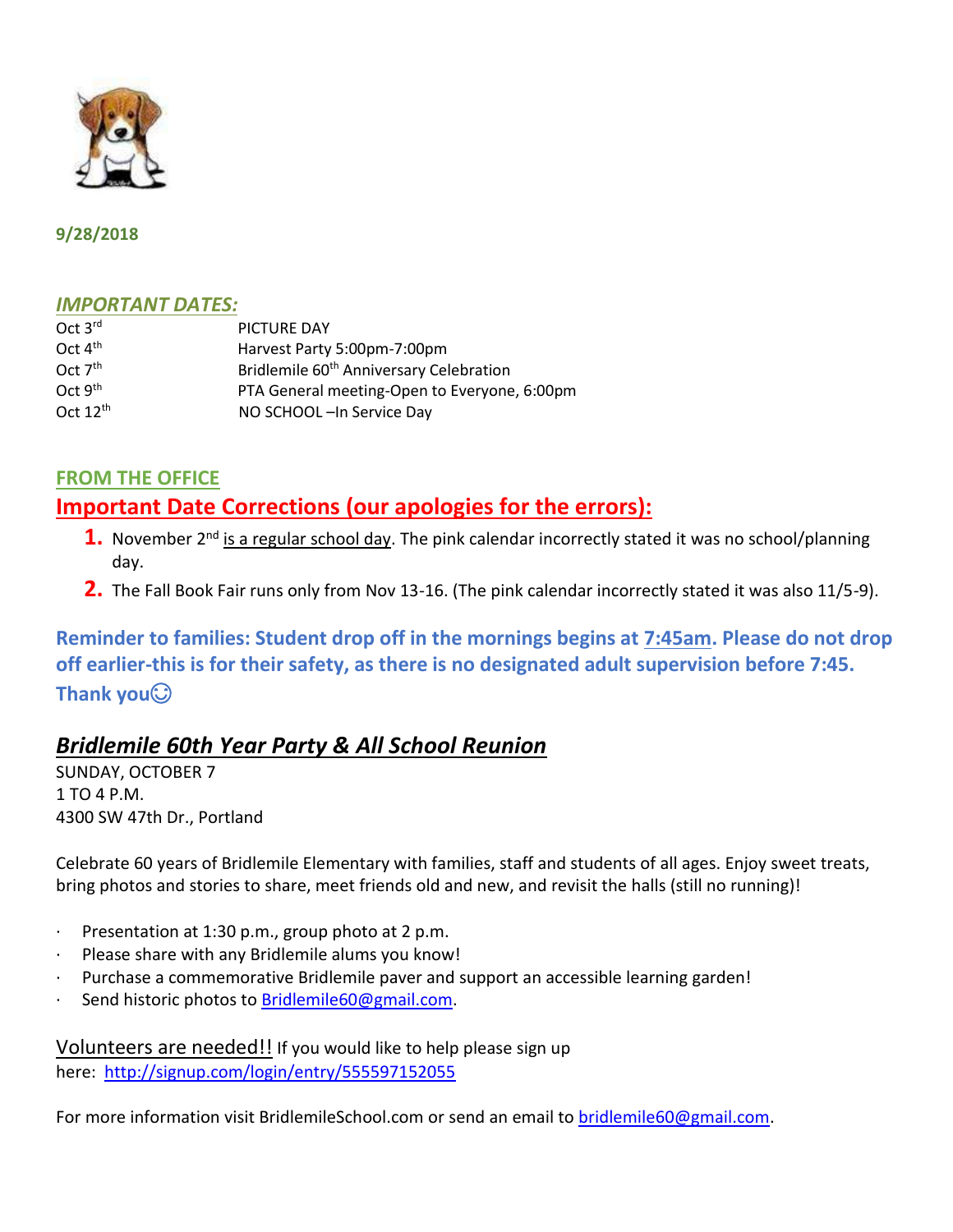**9/28/2018**

***IMPORTANT DATES:***

| | |
|---|---|
| Oct 3rd | PICTURE DAY |
| Oct 4th | Harvest Party 5:00pm-7:00pm |
| Oct 7th | Bridlemile 60th Anniversary Celebration |
| Oct 9th | PTA General meeting-Open to Everyone, 6:00pm |
| Oct 12th | NO SCHOOL –In Service Day |

## FROM THE OFFICE

## Important Date Corrections (our apologies for the errors):

1. November 2nd is a regular school day. The pink calendar incorrectly stated it was no school/planning day.
2. The Fall Book Fair runs only from Nov 13-16. (The pink calendar incorrectly stated it was also 11/5-9).

**Reminder to families: Student drop off in the mornings begins at 7:45am. Please do not drop off earlier-this is for their safety, as there is no designated adult supervision before 7:45. Thank you☺**

## *Bridlemile 60th Year Party & All School Reunion*

SUNDAY, OCTOBER 7
1 TO 4 P.M.
4300 SW 47th Dr., Portland

Celebrate 60 years of Bridlemile Elementary with families, staff and students of all ages. Enjoy sweet treats, bring photos and stories to share, meet friends old and new, and revisit the halls (still no running)!

- Presentation at 1:30 p.m., group photo at 2 p.m.
- Please share with any Bridlemile alums you know!
- Purchase a commemorative Bridlemile paver and support an accessible learning garden!
- Send historic photos to Bridlemile60@gmail.com.

Volunteers are needed!! If you would like to help please sign up here: http://signup.com/login/entry/555597152055

For more information visit BridlemileSchool.com or send an email to bridlemile60@gmail.com.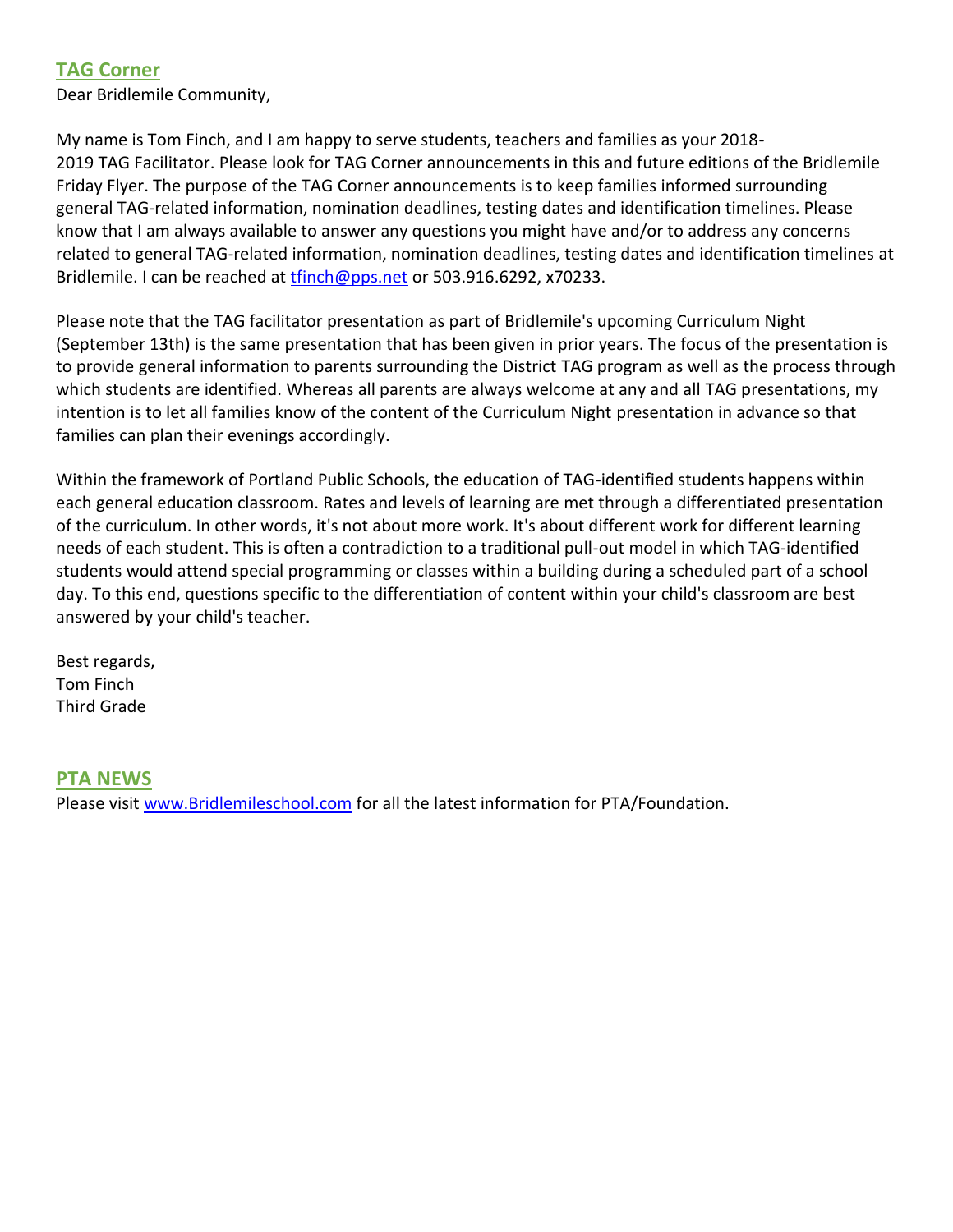## TAG Corner

Dear Bridlemile Community,

My name is Tom Finch, and I am happy to serve students, teachers and families as your 2018-2019 TAG Facilitator. Please look for TAG Corner announcements in this and future editions of the Bridlemile Friday Flyer. The purpose of the TAG Corner announcements is to keep families informed surrounding general TAG-related information, nomination deadlines, testing dates and identification timelines. Please know that I am always available to answer any questions you might have and/or to address any concerns related to general TAG-related information, nomination deadlines, testing dates and identification timelines at Bridlemile. I can be reached at [tfinch@pps.net](mailto:tfinch@pps.net) or 503.916.6292, x70233.

Please note that the TAG facilitator presentation as part of Bridlemile's upcoming Curriculum Night (September 13th) is the same presentation that has been given in prior years. The focus of the presentation is to provide general information to parents surrounding the District TAG program as well as the process through which students are identified. Whereas all parents are always welcome at any and all TAG presentations, my intention is to let all families know of the content of the Curriculum Night presentation in advance so that families can plan their evenings accordingly.

Within the framework of Portland Public Schools, the education of TAG-identified students happens within each general education classroom. Rates and levels of learning are met through a differentiated presentation of the curriculum. In other words, it's not about more work. It's about different work for different learning needs of each student. This is often a contradiction to a traditional pull-out model in which TAG-identified students would attend special programming or classes within a building during a scheduled part of a school day. To this end, questions specific to the differentiation of content within your child's classroom are best answered by your child's teacher.

Best regards,
Tom Finch
Third Grade

## PTA NEWS

Please visit [www.Bridlemileschool.com](http://www.Bridlemileschool.com) for all the latest information for PTA/Foundation.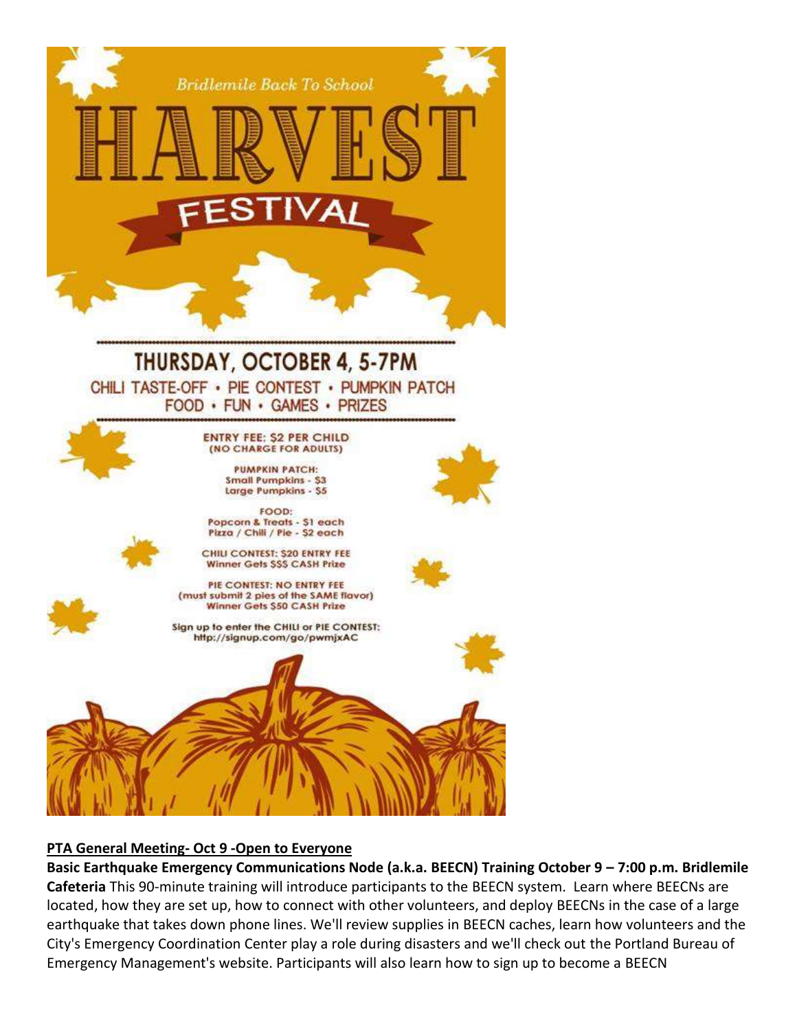*Bridlemile Back To School*

# HARVEST

## FESTIVAL

### THURSDAY, OCTOBER 4, 5-7PM

CHILI TASTE-OFF • PIE CONTEST • PUMPKIN PATCH
FOOD • FUN • GAMES • PRIZES

**ENTRY FEE: $2 PER CHILD**
**(NO CHARGE FOR ADULTS)**

**PUMPKIN PATCH:**
Small Pumpkins - $3
Large Pumpkins - $5

FOOD:
Popcorn & Treats - $1 each
Pizza / Chili / Pie - $2 each

CHILI CONTEST: $20 ENTRY FEE
Winner Gets $$$ CASH Prize

PIE CONTEST: NO ENTRY FEE
(must submit 2 pies of the SAME flavor)
Winner Gets $50 CASH Prize

Sign up to enter the CHILI or PIE CONTEST:
http://signup.com/go/pwmjxAC

**PTA General Meeting- Oct 9 -Open to Everyone**

**Basic Earthquake Emergency Communications Node (a.k.a. BEECN) Training October 9 – 7:00 p.m. Bridlemile Cafeteria** This 90-minute training will introduce participants to the BEECN system. Learn where BEECNs are located, how they are set up, how to connect with other volunteers, and deploy BEECNs in the case of a large earthquake that takes down phone lines. We'll review supplies in BEECN caches, learn how volunteers and the City's Emergency Coordination Center play a role during disasters and we'll check out the Portland Bureau of Emergency Management's website. Participants will also learn how to sign up to become a BEECN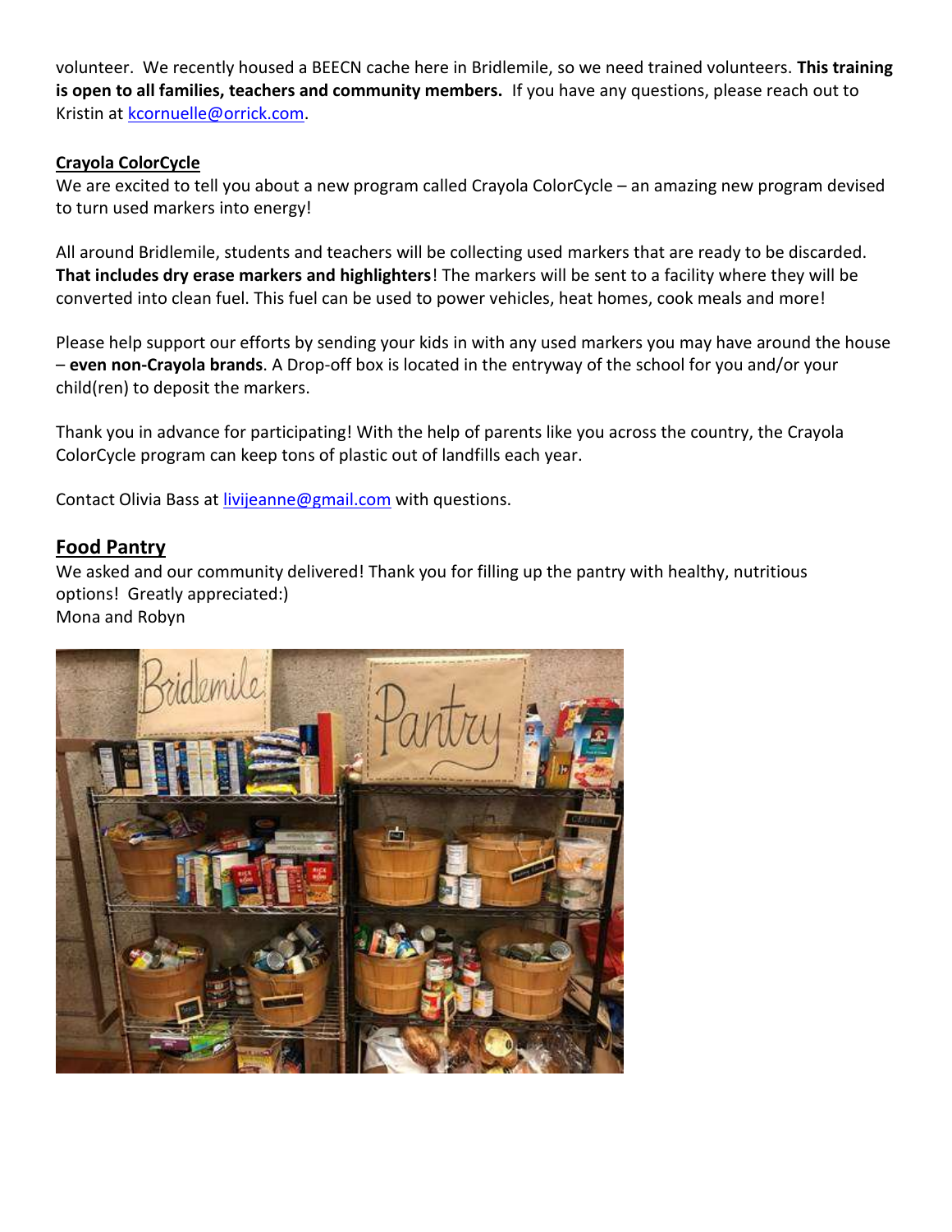volunteer. We recently housed a BEECN cache here in Bridlemile, so we need trained volunteers. **This training is open to all families, teachers and community members.** If you have any questions, please reach out to Kristin at kcornuelle@orrick.com.

**Crayola ColorCycle**

We are excited to tell you about a new program called Crayola ColorCycle – an amazing new program devised to turn used markers into energy!

All around Bridlemile, students and teachers will be collecting used markers that are ready to be discarded. **That includes dry erase markers and highlighters**! The markers will be sent to a facility where they will be converted into clean fuel. This fuel can be used to power vehicles, heat homes, cook meals and more!

Please help support our efforts by sending your kids in with any used markers you may have around the house – **even non-Crayola brands**. A Drop-off box is located in the entryway of the school for you and/or your child(ren) to deposit the markers.

Thank you in advance for participating! With the help of parents like you across the country, the Crayola ColorCycle program can keep tons of plastic out of landfills each year.

Contact Olivia Bass at livijeanne@gmail.com with questions.

## Food Pantry

We asked and our community delivered! Thank you for filling up the pantry with healthy, nutritious options! Greatly appreciated:)
Mona and Robyn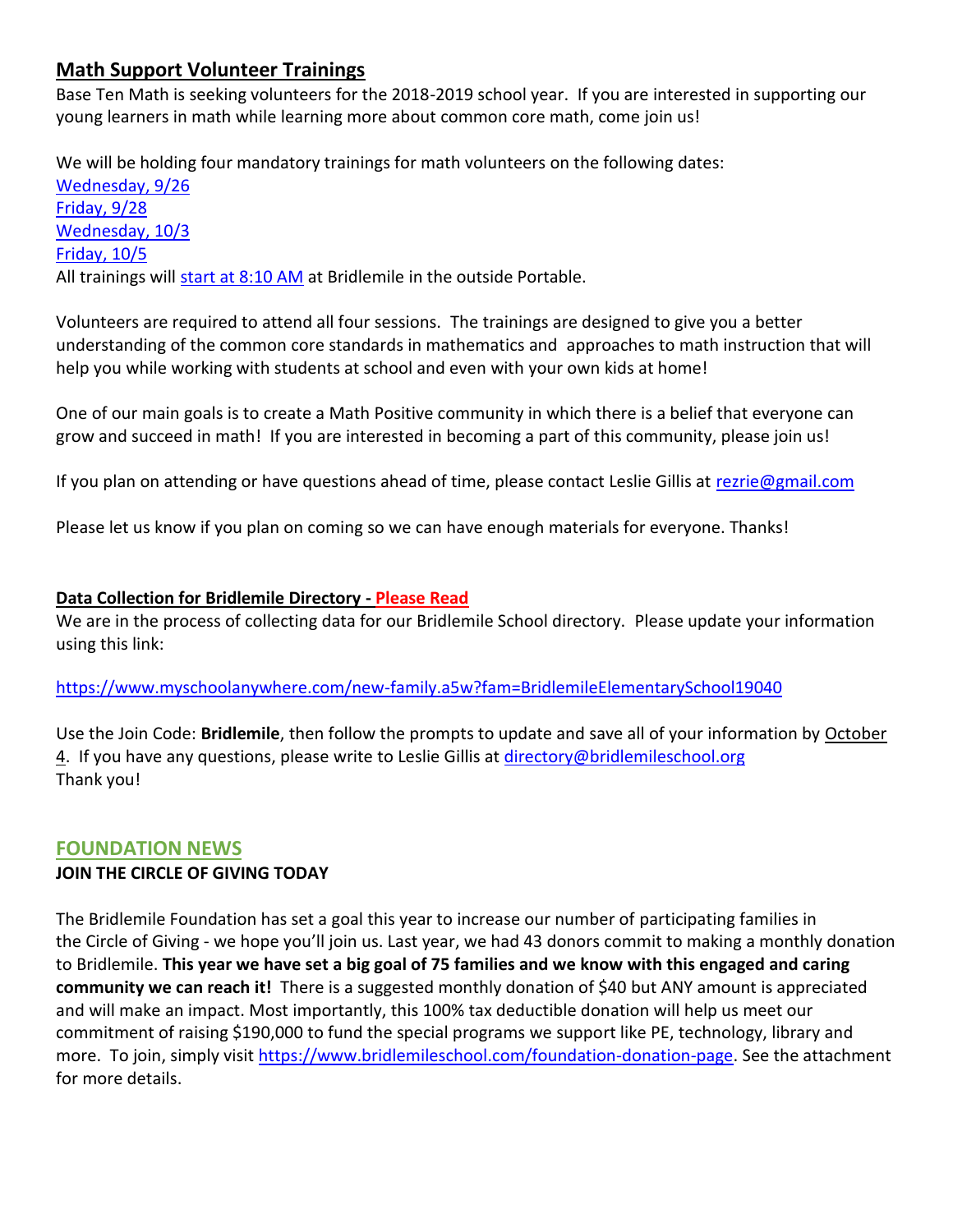## Math Support Volunteer Trainings

Base Ten Math is seeking volunteers for the 2018-2019 school year. If you are interested in supporting our young learners in math while learning more about common core math, come join us!

We will be holding four mandatory trainings for math volunteers on the following dates:
Wednesday, 9/26
Friday, 9/28
Wednesday, 10/3
Friday, 10/5
All trainings will start at 8:10 AM at Bridlemile in the outside Portable.

Volunteers are required to attend all four sessions. The trainings are designed to give you a better understanding of the common core standards in mathematics and approaches to math instruction that will help you while working with students at school and even with your own kids at home!

One of our main goals is to create a Math Positive community in which there is a belief that everyone can grow and succeed in math! If you are interested in becoming a part of this community, please join us!

If you plan on attending or have questions ahead of time, please contact Leslie Gillis at rezrie@gmail.com

Please let us know if you plan on coming so we can have enough materials for everyone. Thanks!

### Data Collection for Bridlemile Directory - Please Read

We are in the process of collecting data for our Bridlemile School directory. Please update your information using this link:

https://www.myschoolanywhere.com/new-family.a5w?fam=BridlemileElementarySchool19040

Use the Join Code: **Bridlemile**, then follow the prompts to update and save all of your information by October 4. If you have any questions, please write to Leslie Gillis at directory@bridlemileschool.org
Thank you!

## FOUNDATION NEWS

**JOIN THE CIRCLE OF GIVING TODAY**

The Bridlemile Foundation has set a goal this year to increase our number of participating families in the Circle of Giving - we hope you'll join us. Last year, we had 43 donors commit to making a monthly donation to Bridlemile. **This year we have set a big goal of 75 families and we know with this engaged and caring community we can reach it!** There is a suggested monthly donation of $40 but ANY amount is appreciated and will make an impact. Most importantly, this 100% tax deductible donation will help us meet our commitment of raising $190,000 to fund the special programs we support like PE, technology, library and more. To join, simply visit https://www.bridlemileschool.com/foundation-donation-page. See the attachment for more details.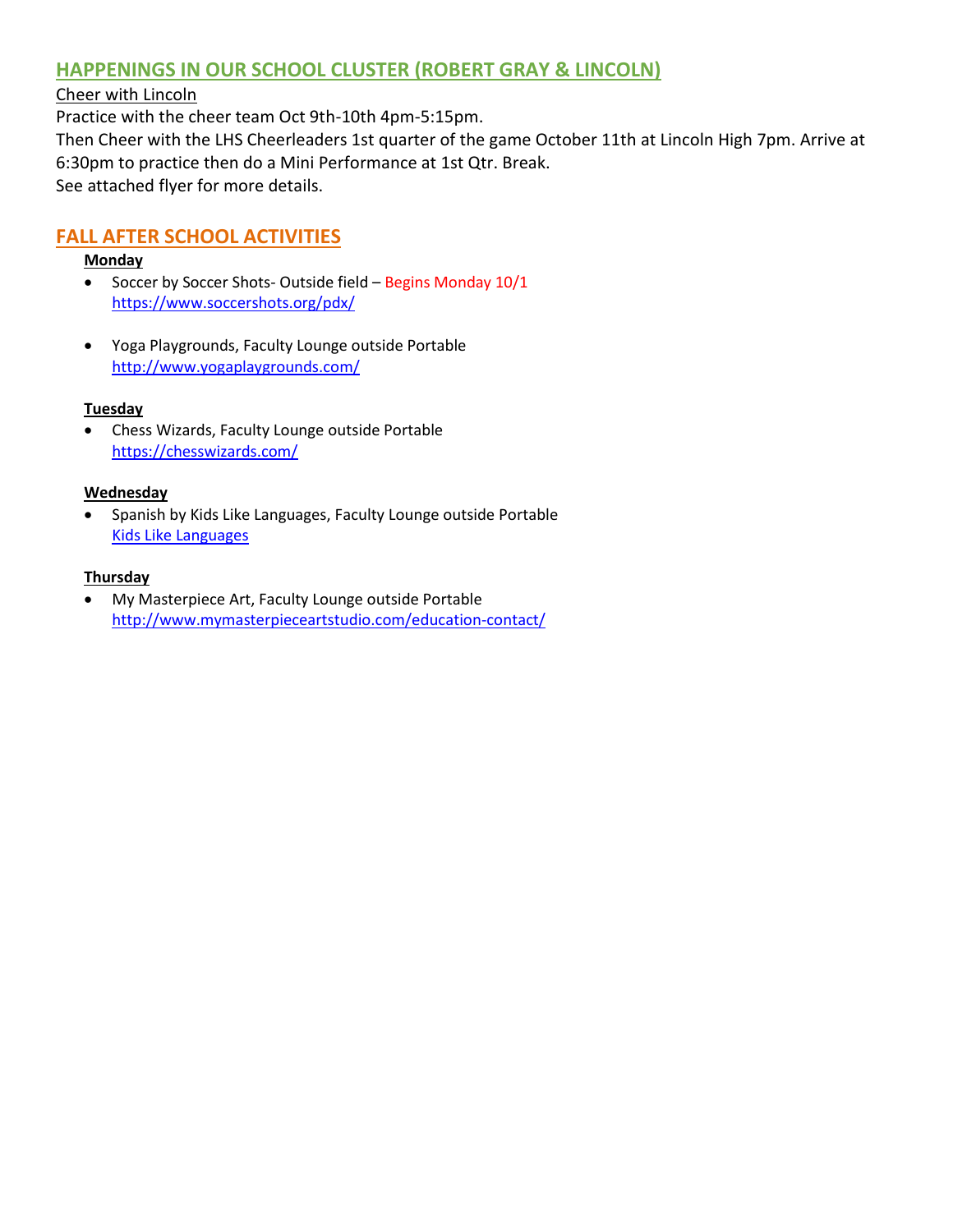## HAPPENINGS IN OUR SCHOOL CLUSTER (ROBERT GRAY & LINCOLN)

Cheer with Lincoln

Practice with the cheer team Oct 9th-10th 4pm-5:15pm.

Then Cheer with the LHS Cheerleaders 1st quarter of the game October 11th at Lincoln High 7pm. Arrive at 6:30pm to practice then do a Mini Performance at 1st Qtr. Break.

See attached flyer for more details.

## FALL AFTER SCHOOL ACTIVITIES

**Monday**

- Soccer by Soccer Shots- Outside field – Begins Monday 10/1
  https://www.soccershots.org/pdx/

- Yoga Playgrounds, Faculty Lounge outside Portable
  http://www.yogaplaygrounds.com/

**Tuesday**

- Chess Wizards, Faculty Lounge outside Portable
  https://chesswizards.com/

**Wednesday**

- Spanish by Kids Like Languages, Faculty Lounge outside Portable
  Kids Like Languages

**Thursday**

- My Masterpiece Art, Faculty Lounge outside Portable
  http://www.mymasterpieceartstudio.com/education-contact/